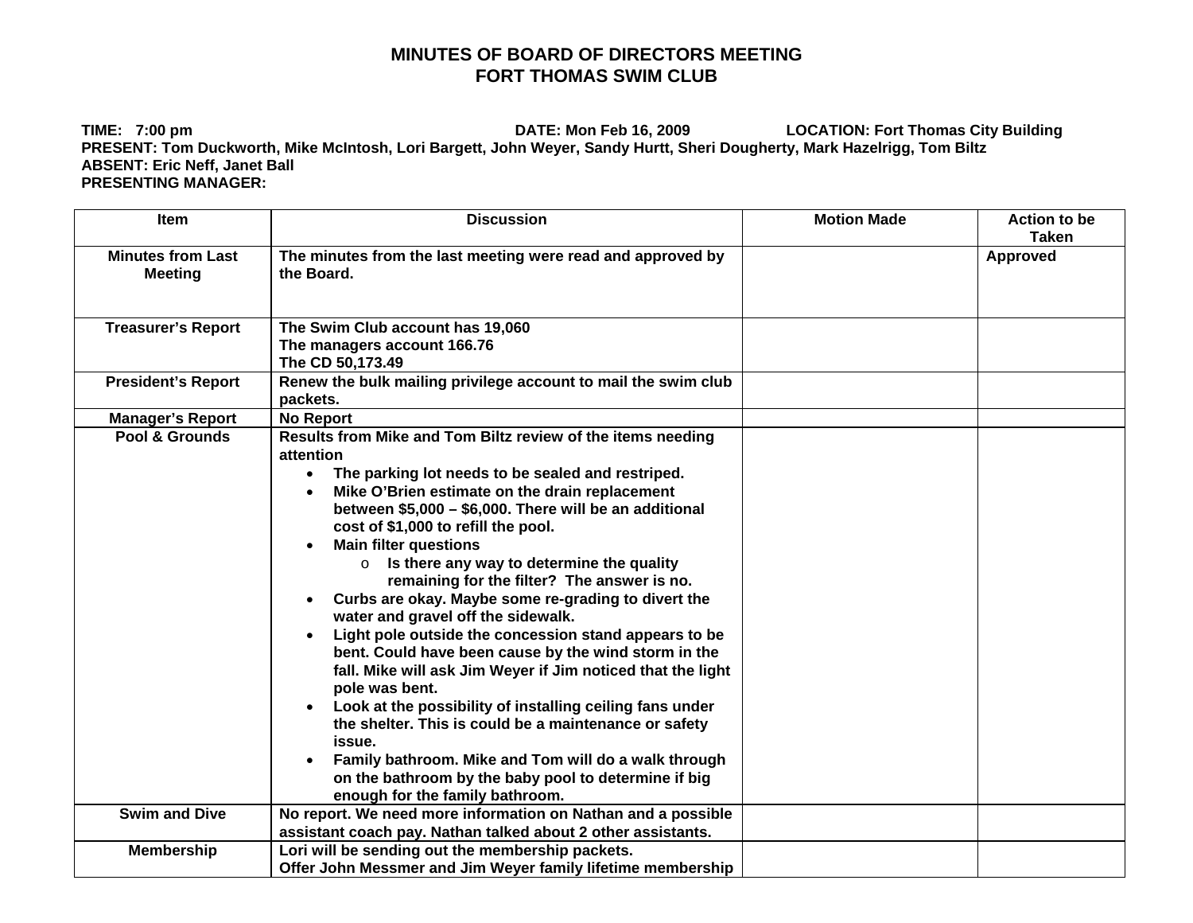# MINUTES OF BOARD OF DIRECTORS MEETING
# FORT THOMAS SWIM CLUB

**TIME:** 7:00 pm **DATE:** Mon Feb 16, 2009 **LOCATION:** Fort Thomas City Building
**PRESENT:** Tom Duckworth, Mike McIntosh, Lori Bargett, John Weyer, Sandy Hurtt, Sheri Dougherty, Mark Hazelrigg, Tom Biltz
**ABSENT:** Eric Neff, Janet Ball
**PRESENTING MANAGER:**

| Item | Discussion | Motion Made | Action to be Taken |
|---|---|---|---|
| Minutes from Last Meeting | The minutes from the last meeting were read and approved by the Board. | | Approved |
| Treasurer's Report | The Swim Club account has 19,060<br>The managers account 166.76<br>The CD 50,173.49 | | |
| President's Report | Renew the bulk mailing privilege account to mail the swim club packets. | | |
| Manager's Report | No Report | | |
| Pool & Grounds | Results from Mike and Tom Biltz review of the items needing attention<br>• The parking lot needs to be sealed and restriped.<br>• Mike O'Brien estimate on the drain replacement between \$5,000 – \$6,000. There will be an additional cost of \$1,000 to refill the pool.<br>• Main filter questions<br>&nbsp;&nbsp;&nbsp;&nbsp;o Is there any way to determine the quality remaining for the filter? The answer is no.<br>• Curbs are okay. Maybe some re-grading to divert the water and gravel off the sidewalk.<br>• Light pole outside the concession stand appears to be bent. Could have been cause by the wind storm in the fall. Mike will ask Jim Weyer if Jim noticed that the light pole was bent.<br>• Look at the possibility of installing ceiling fans under the shelter. This is could be a maintenance or safety issue.<br>• Family bathroom. Mike and Tom will do a walk through on the bathroom by the baby pool to determine if big enough for the family bathroom. | | |
| Swim and Dive | No report. We need more information on Nathan and a possible assistant coach pay. Nathan talked about 2 other assistants. | | |
| Membership | Lori will be sending out the membership packets.<br>Offer John Messmer and Jim Weyer family lifetime membership | | |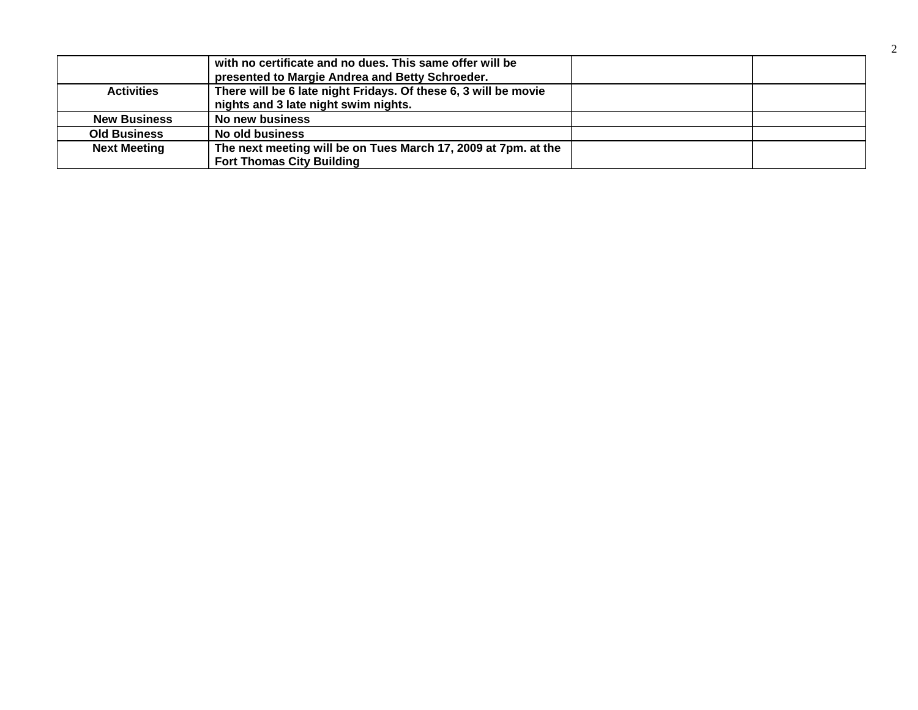| | | | |
|---|---|---|---|
| | **with no certificate and no dues. This same offer will be presented to Margie Andrea and Betty Schroeder.** | | |
| **Activities** | **There will be 6 late night Fridays. Of these 6, 3 will be movie nights and 3 late night swim nights.** | | |
| **New Business** | **No new business** | | |
| **Old Business** | **No old business** | | |
| **Next Meeting** | **The next meeting will be on Tues March 17, 2009 at 7pm. at the Fort Thomas City Building** | | |